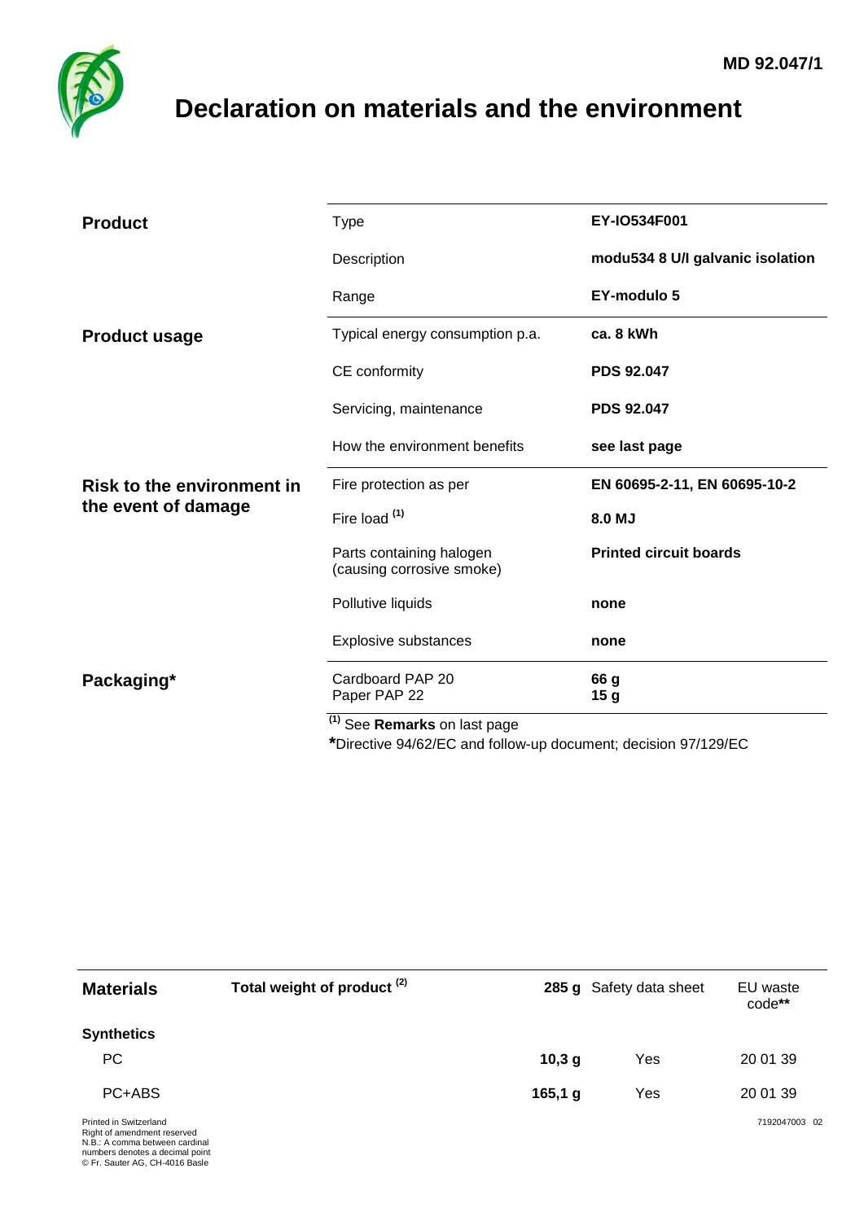MD 92.047/1

# Declaration on materials and the environment

| | | |
|---|---|---|
| **Product** | Type | **EY-IO534F001** |
| | Description | **modu534 8 U/I galvanic isolation** |
| | Range | **EY-modulo 5** |
| **Product usage** | Typical energy consumption p.a. | **ca. 8 kWh** |
| | CE conformity | **PDS 92.047** |
| | Servicing, maintenance | **PDS 92.047** |
| | How the environment benefits | **see last page** |
| **Risk to the environment in the event of damage** | Fire protection as per | **EN 60695-2-11, EN 60695-10-2** |
| | Fire load [(1)] | **8.0 MJ** |
| | Parts containing halogen (causing corrosive smoke) | **Printed circuit boards** |
| | Pollutive liquids | **none** |
| | Explosive substances | **none** |
| **Packaging*** | Cardboard PAP 20<br>Paper PAP 22 | **66 g**<br>**15 g** |

[(1)] See **Remarks** on last page

***Directive 94/62/EC and follow-up document; decision 97/129/EC

| **Materials** | **Total weight of product [(2)]** | **285 g** | Safety data sheet | EU waste code** |
|---|---|---|---|---|
| **Synthetics** | | | | |
| PC | | **10,3 g** | Yes | 20 01 39 |
| PC+ABS | | **165,1 g** | Yes | 20 01 39 |

Printed in Switzerland
Right of amendment reserved
N.B.: A comma between cardinal numbers denotes a decimal point
© Fr. Sauter AG, CH-4016 Basle

7192047003 02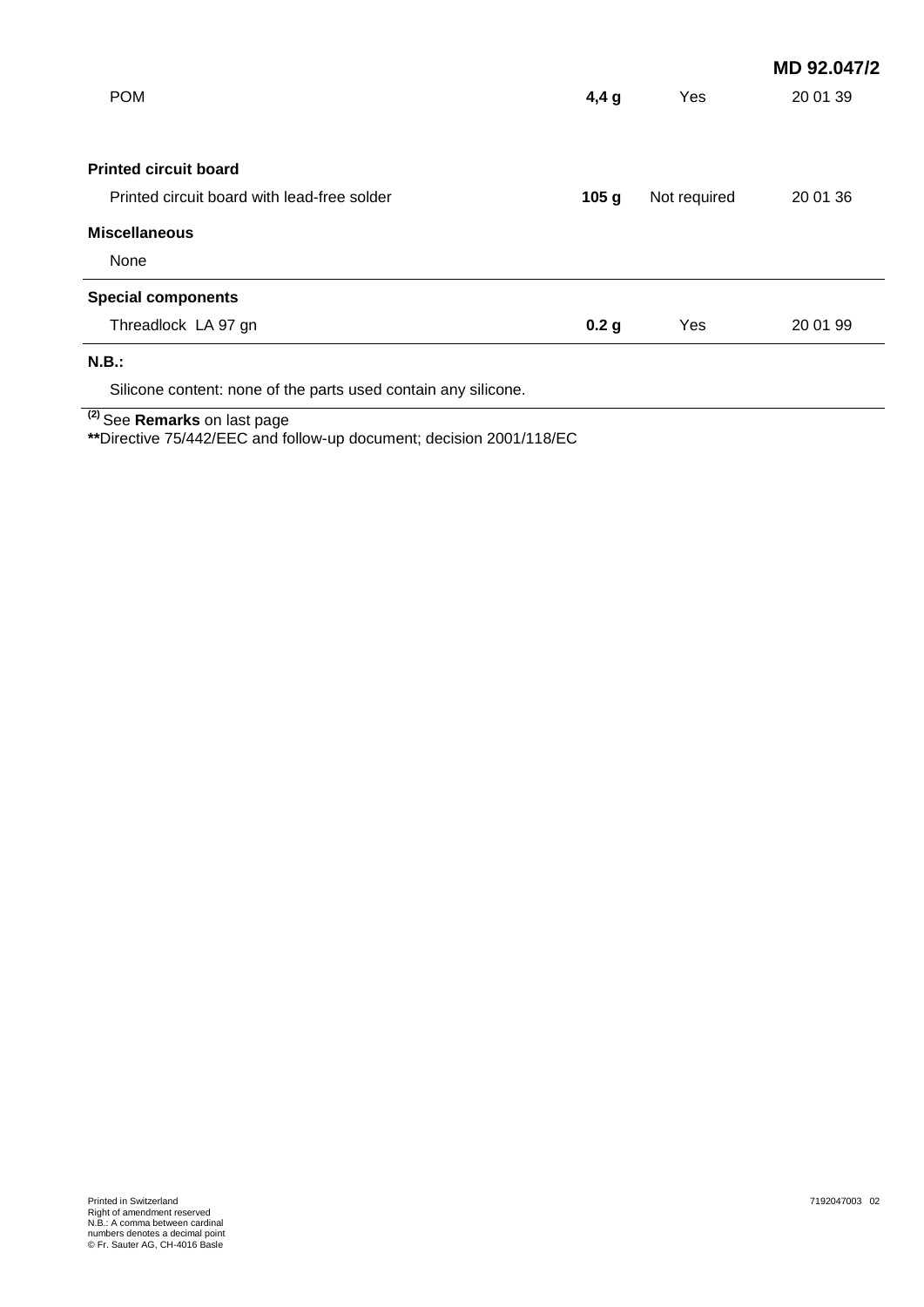| | | | |
|---|---|---|---|
| POM | **4,4 g** | Yes | 20 01 39 |
| **Printed circuit board** | | | |
| Printed circuit board with lead-free solder | **105 g** | Not required | 20 01 36 |
| **Miscellaneous** | | | |
| None | | | |
| **Special components** | | | |
| Threadlock LA 97 gn | **0.2 g** | Yes | 20 01 99 |

**N.B.:**

Silicone content: none of the parts used contain any silicone.

(2) See **Remarks** on last page

**Directive 75/442/EEC and follow-up document; decision 2001/118/EC

Printed in Switzerland
Right of amendment reserved
N.B.: A comma between cardinal numbers denotes a decimal point
© Fr. Sauter AG, CH-4016 Basle

7192047003 02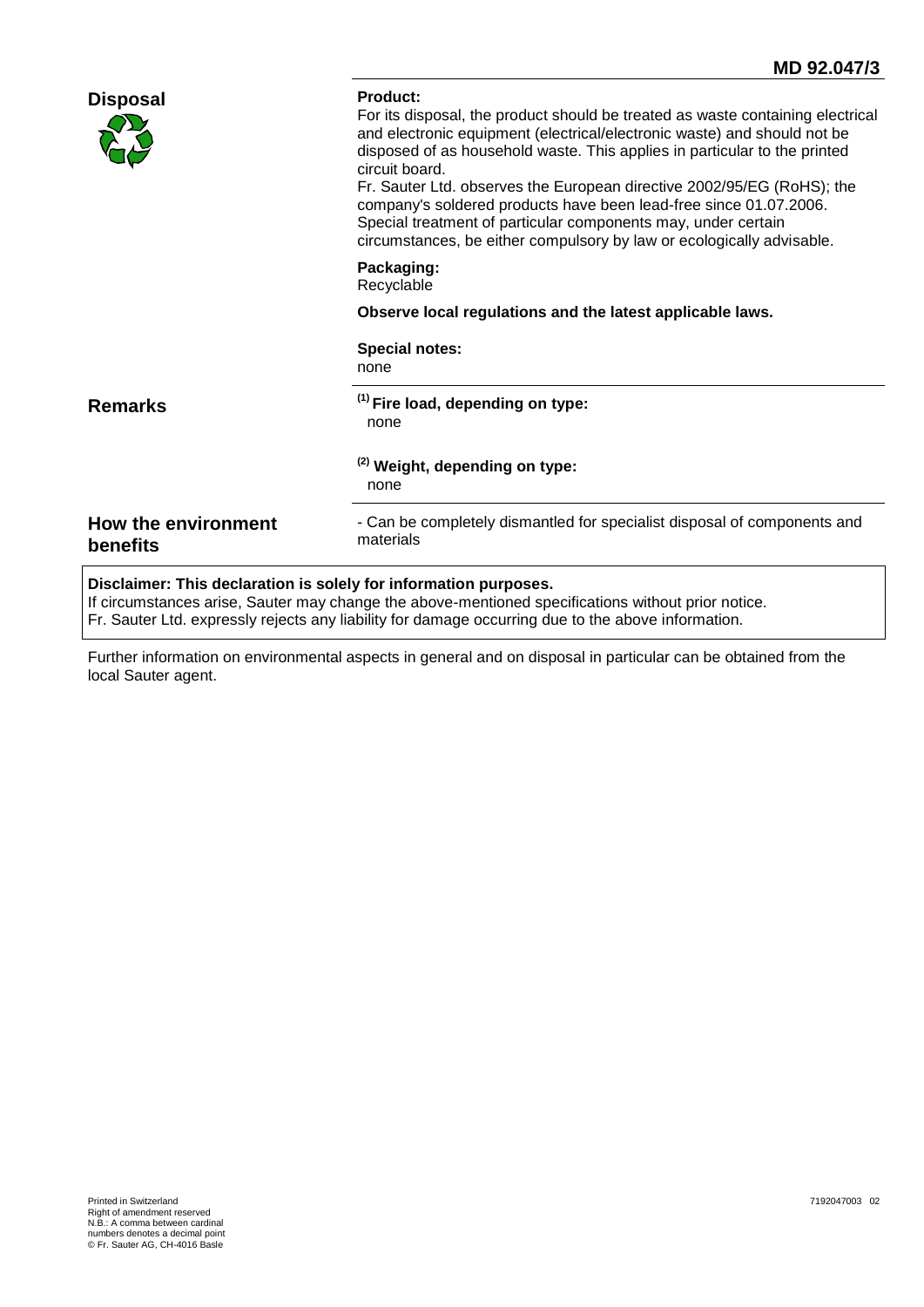## Disposal

**Product:**
For its disposal, the product should be treated as waste containing electrical and electronic equipment (electrical/electronic waste) and should not be disposed of as household waste. This applies in particular to the printed circuit board.
Fr. Sauter Ltd. observes the European directive 2002/95/EG (RoHS); the company's soldered products have been lead-free since 01.07.2006. Special treatment of particular components may, under certain circumstances, be either compulsory by law or ecologically advisable.

**Packaging:**
Recyclable

**Observe local regulations and the latest applicable laws.**

**Special notes:**
none

## Remarks

**(1) Fire load, depending on type:**
none

**(2) Weight, depending on type:**
none

## How the environment benefits

- Can be completely dismantled for specialist disposal of components and materials

**Disclaimer: This declaration is solely for information purposes.**
If circumstances arise, Sauter may change the above-mentioned specifications without prior notice.
Fr. Sauter Ltd. expressly rejects any liability for damage occurring due to the above information.

Further information on environmental aspects in general and on disposal in particular can be obtained from the local Sauter agent.

Printed in Switzerland
Right of amendment reserved
N.B.: A comma between cardinal numbers denotes a decimal point
© Fr. Sauter AG, CH-4016 Basle

7192047003 02